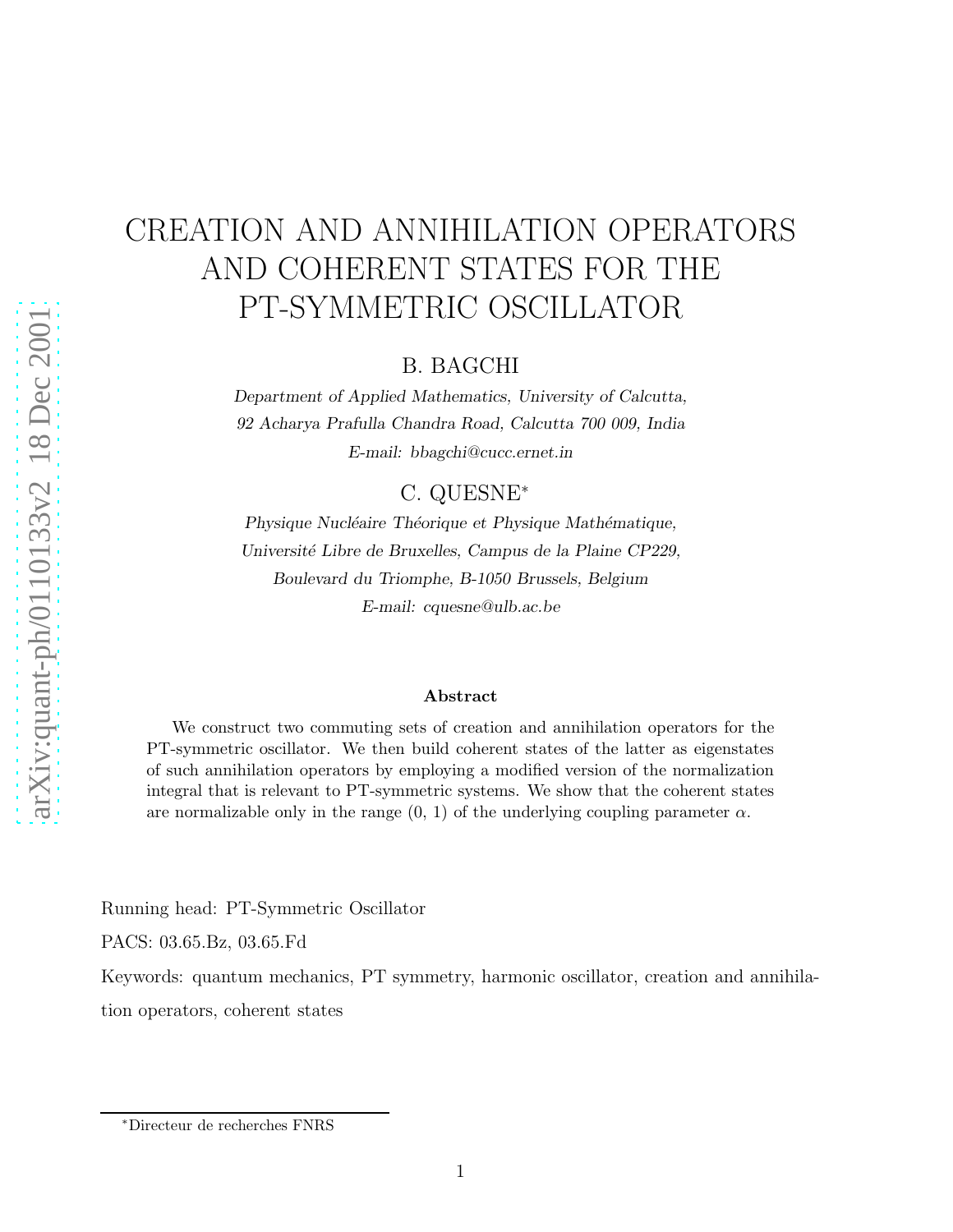# CREATION AND ANNIHILATION OPERATORS AND COHERENT STATES FOR THE PT-SYMMETRIC OSCILLATOR

B. BAGCHI

*Department of Applied Mathematics, University of Calcutta,*
*92 Acharya Prafulla Chandra Road, Calcutta 700 009, India*
*E-mail: bbagchi@cucc.ernet.in*

C. QUESNE*

*Physique Nucléaire Théorique et Physique Mathématique,*
*Université Libre de Bruxelles, Campus de la Plaine CP229,*
*Boulevard du Triomphe, B-1050 Brussels, Belgium*
*E-mail: cquesne@ulb.ac.be*

### Abstract

We construct two commuting sets of creation and annihilation operators for the PT-symmetric oscillator. We then build coherent states of the latter as eigenstates of such annihilation operators by employing a modified version of the normalization integral that is relevant to PT-symmetric systems. We show that the coherent states are normalizable only in the range (0, 1) of the underlying coupling parameter $\alpha$.

Running head: PT-Symmetric Oscillator

PACS: 03.65.Bz, 03.65.Fd

Keywords: quantum mechanics, PT symmetry, harmonic oscillator, creation and annihilation operators, coherent states

*Directeur de recherches FNRS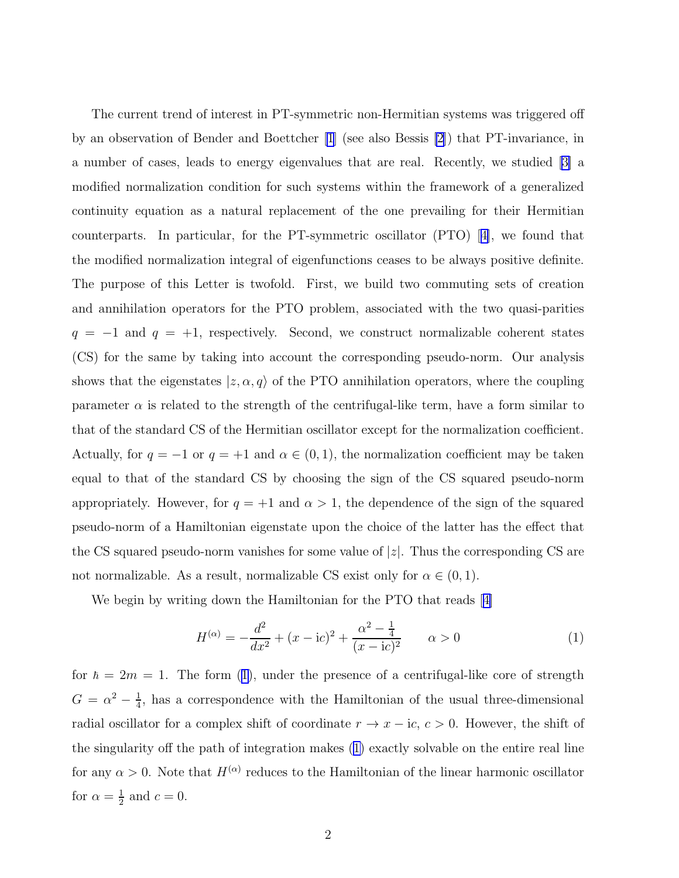The current trend of interest in PT-symmetric non-Hermitian systems was triggered off by an observation of Bender and Boettcher [1] (see also Bessis [2]) that PT-invariance, in a number of cases, leads to energy eigenvalues that are real. Recently, we studied [3] a modified normalization condition for such systems within the framework of a generalized continuity equation as a natural replacement of the one prevailing for their Hermitian counterparts. In particular, for the PT-symmetric oscillator (PTO) [4], we found that the modified normalization integral of eigenfunctions ceases to be always positive definite. The purpose of this Letter is twofold. First, we build two commuting sets of creation and annihilation operators for the PTO problem, associated with the two quasi-parities $q = -1$ and $q = +1$, respectively. Second, we construct normalizable coherent states (CS) for the same by taking into account the corresponding pseudo-norm. Our analysis shows that the eigenstates $|z, \alpha, q\rangle$ of the PTO annihilation operators, where the coupling parameter $\alpha$ is related to the strength of the centrifugal-like term, have a form similar to that of the standard CS of the Hermitian oscillator except for the normalization coefficient. Actually, for $q = -1$ or $q = +1$ and $\alpha \in (0, 1)$, the normalization coefficient may be taken equal to that of the standard CS by choosing the sign of the CS squared pseudo-norm appropriately. However, for $q = +1$ and $\alpha > 1$, the dependence of the sign of the squared pseudo-norm of a Hamiltonian eigenstate upon the choice of the latter has the effect that the CS squared pseudo-norm vanishes for some value of $|z|$. Thus the corresponding CS are not normalizable. As a result, normalizable CS exist only for $\alpha \in (0, 1)$.

We begin by writing down the Hamiltonian for the PTO that reads [4]

$$H^{(\alpha)} = -\frac{d^2}{dx^2} + (x - \mathrm{i}c)^2 + \frac{\alpha^2 - \frac{1}{4}}{(x - \mathrm{i}c)^2} \qquad \alpha > 0 \tag{1}$$

for $\hbar = 2m = 1$. The form (1), under the presence of a centrifugal-like core of strength $G = \alpha^2 - \frac{1}{4}$, has a correspondence with the Hamiltonian of the usual three-dimensional radial oscillator for a complex shift of coordinate $r \to x - \mathrm{i}c$, $c > 0$. However, the shift of the singularity off the path of integration makes (1) exactly solvable on the entire real line for any $\alpha > 0$. Note that $H^{(\alpha)}$ reduces to the Hamiltonian of the linear harmonic oscillator for $\alpha = \frac{1}{2}$ and $c = 0$.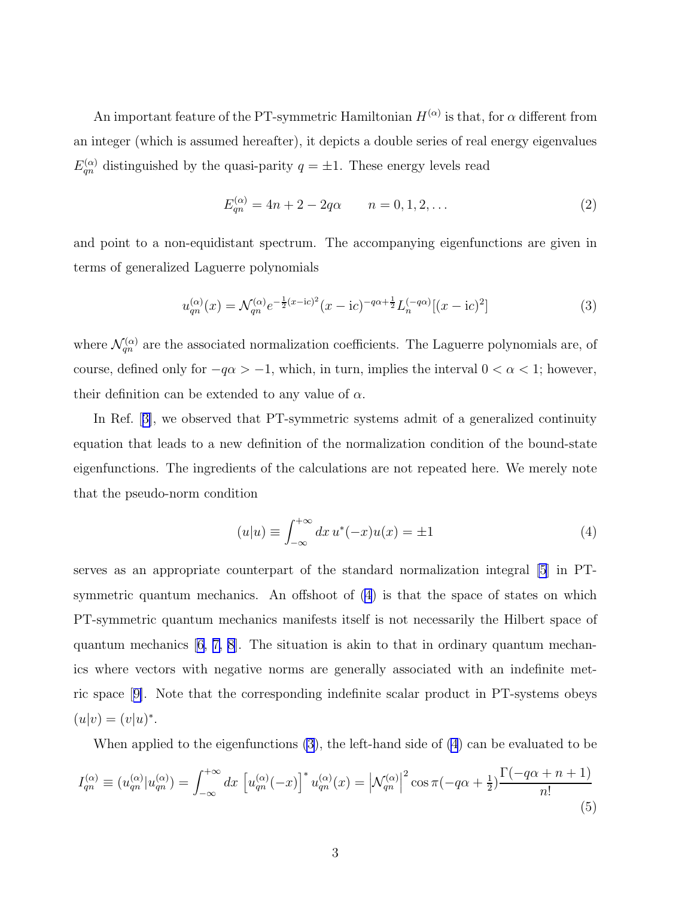An important feature of the PT-symmetric Hamiltonian $H^{(\alpha)}$ is that, for $\alpha$ different from an integer (which is assumed hereafter), it depicts a double series of real energy eigenvalues $E_{qn}^{(\alpha)}$ distinguished by the quasi-parity $q = \pm 1$. These energy levels read

$$E_{qn}^{(\alpha)} = 4n + 2 - 2q\alpha \qquad n = 0, 1, 2, \dots \tag{2}$$

and point to a non-equidistant spectrum. The accompanying eigenfunctions are given in terms of generalized Laguerre polynomials

$$u_{qn}^{(\alpha)}(x) = \mathcal{N}_{qn}^{(\alpha)} e^{-\frac{1}{2}(x-\mathrm{i}c)^2}(x-\mathrm{i}c)^{-q\alpha+\frac{1}{2}} L_n^{(-q\alpha)}[(x-\mathrm{i}c)^2] \tag{3}$$

where $\mathcal{N}_{qn}^{(\alpha)}$ are the associated normalization coefficients. The Laguerre polynomials are, of course, defined only for $-q\alpha > -1$, which, in turn, implies the interval $0 < \alpha < 1$; however, their definition can be extended to any value of $\alpha$.

In Ref. [3], we observed that PT-symmetric systems admit of a generalized continuity equation that leads to a new definition of the normalization condition of the bound-state eigenfunctions. The ingredients of the calculations are not repeated here. We merely note that the pseudo-norm condition

$$(u|u) \equiv \int_{-\infty}^{+\infty} dx\, u^*(-x)u(x) = \pm 1 \tag{4}$$

serves as an appropriate counterpart of the standard normalization integral [5] in PT-symmetric quantum mechanics. An offshoot of (4) is that the space of states on which PT-symmetric quantum mechanics manifests itself is not necessarily the Hilbert space of quantum mechanics [6, 7, 8]. The situation is akin to that in ordinary quantum mechanics where vectors with negative norms are generally associated with an indefinite metric space [9]. Note that the corresponding indefinite scalar product in PT-systems obeys $(u|v) = (v|u)^*$.

When applied to the eigenfunctions (3), the left-hand side of (4) can be evaluated to be

$$I_{qn}^{(\alpha)} \equiv (u_{qn}^{(\alpha)}|u_{qn}^{(\alpha)}) = \int_{-\infty}^{+\infty} dx\, \left[u_{qn}^{(\alpha)}(-x)\right]^* u_{qn}^{(\alpha)}(x) = \left|\mathcal{N}_{qn}^{(\alpha)}\right|^2 \cos\pi(-q\alpha + \tfrac{1}{2}) \frac{\Gamma(-q\alpha + n + 1)}{n!} \tag{5}$$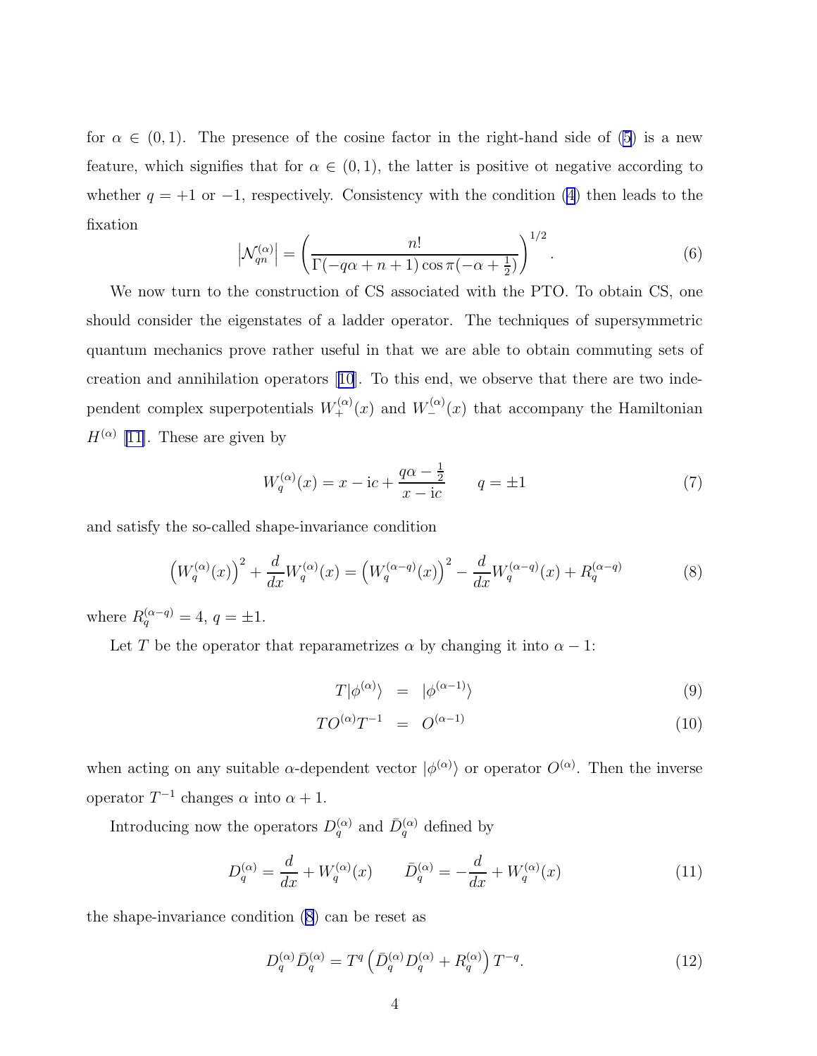for $\alpha \in (0,1)$. The presence of the cosine factor in the right-hand side of (5) is a new feature, which signifies that for $\alpha \in (0,1)$, the latter is positive ot negative according to whether $q = +1$ or $-1$, respectively. Consistency with the condition (4) then leads to the fixation

$$\left|\mathcal{N}_{qn}^{(\alpha)}\right| = \left(\frac{n!}{\Gamma(-q\alpha+n+1)\cos\pi(-\alpha+\frac{1}{2})}\right)^{1/2}. \tag{6}$$

We now turn to the construction of CS associated with the PTO. To obtain CS, one should consider the eigenstates of a ladder operator. The techniques of supersymmetric quantum mechanics prove rather useful in that we are able to obtain commuting sets of creation and annihilation operators [10]. To this end, we observe that there are two independent complex superpotentials $W_+^{(\alpha)}(x)$ and $W_-^{(\alpha)}(x)$ that accompany the Hamiltonian $H^{(\alpha)}$ [11]. These are given by

$$W_q^{(\alpha)}(x) = x - \mathrm{i}c + \frac{q\alpha - \frac{1}{2}}{x - \mathrm{i}c} \qquad q = \pm 1 \tag{7}$$

and satisfy the so-called shape-invariance condition

$$\left(W_q^{(\alpha)}(x)\right)^2 + \frac{d}{dx}W_q^{(\alpha)}(x) = \left(W_q^{(\alpha-q)}(x)\right)^2 - \frac{d}{dx}W_q^{(\alpha-q)}(x) + R_q^{(\alpha-q)} \tag{8}$$

where $R_q^{(\alpha-q)} = 4$, $q = \pm 1$.

Let $T$ be the operator that reparametrizes $\alpha$ by changing it into $\alpha - 1$:

$$\begin{aligned} T|\phi^{(\alpha)}\rangle &= |\phi^{(\alpha-1)}\rangle && (9) \\ TO^{(\alpha)}T^{-1} &= O^{(\alpha-1)} && (10) \end{aligned}$$

when acting on any suitable $\alpha$-dependent vector $|\phi^{(\alpha)}\rangle$ or operator $O^{(\alpha)}$. Then the inverse operator $T^{-1}$ changes $\alpha$ into $\alpha + 1$.

Introducing now the operators $D_q^{(\alpha)}$ and $\bar{D}_q^{(\alpha)}$ defined by

$$D_q^{(\alpha)} = \frac{d}{dx} + W_q^{(\alpha)}(x) \qquad \bar{D}_q^{(\alpha)} = -\frac{d}{dx} + W_q^{(\alpha)}(x) \tag{11}$$

the shape-invariance condition (8) can be reset as

$$D_q^{(\alpha)}\bar{D}_q^{(\alpha)} = T^q\left(\bar{D}_q^{(\alpha)}D_q^{(\alpha)} + R_q^{(\alpha)}\right)T^{-q}. \tag{12}$$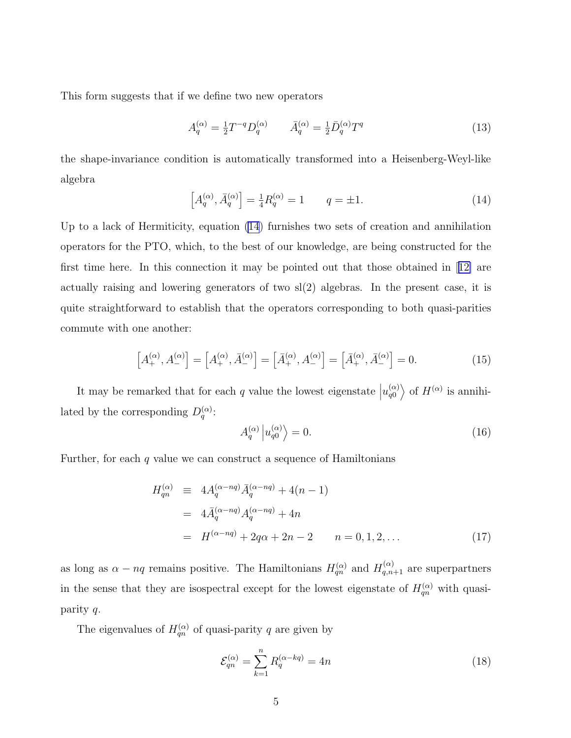This form suggests that if we define two new operators

$$A_q^{(\alpha)} = \tfrac{1}{2} T^{-q} D_q^{(\alpha)} \qquad \bar{A}_q^{(\alpha)} = \tfrac{1}{2} \bar{D}_q^{(\alpha)} T^q \tag{13}$$

the shape-invariance condition is automatically transformed into a Heisenberg-Weyl-like algebra

$$\left[A_q^{(\alpha)}, \bar{A}_q^{(\alpha)}\right] = \tfrac{1}{4} R_q^{(\alpha)} = 1 \qquad q = \pm 1. \tag{14}$$

Up to a lack of Hermiticity, equation (14) furnishes two sets of creation and annihilation operators for the PTO, which, to the best of our knowledge, are being constructed for the first time here. In this connection it may be pointed out that those obtained in [12] are actually raising and lowering generators of two sl(2) algebras. In the present case, it is quite straightforward to establish that the operators corresponding to both quasi-parities commute with one another:

$$\left[A_+^{(\alpha)}, A_-^{(\alpha)}\right] = \left[A_+^{(\alpha)}, \bar{A}_-^{(\alpha)}\right] = \left[\bar{A}_+^{(\alpha)}, A_-^{(\alpha)}\right] = \left[\bar{A}_+^{(\alpha)}, \bar{A}_-^{(\alpha)}\right] = 0. \tag{15}$$

It may be remarked that for each $q$ value the lowest eigenstate $\left|u_{q0}^{(\alpha)}\right\rangle$ of $H^{(\alpha)}$ is annihilated by the corresponding $D_q^{(\alpha)}$:

$$A_q^{(\alpha)} \left|u_{q0}^{(\alpha)}\right\rangle = 0. \tag{16}$$

Further, for each $q$ value we can construct a sequence of Hamiltonians

$$\begin{aligned} H_{qn}^{(\alpha)} &\equiv 4 A_q^{(\alpha - nq)} \bar{A}_q^{(\alpha - nq)} + 4(n-1) \\ &= 4 \bar{A}_q^{(\alpha - nq)} A_q^{(\alpha - nq)} + 4n \\ &= H^{(\alpha - nq)} + 2q\alpha + 2n - 2 \qquad n = 0, 1, 2, \ldots \end{aligned} \tag{17}$$

as long as $\alpha - nq$ remains positive. The Hamiltonians $H_{qn}^{(\alpha)}$ and $H_{q,n+1}^{(\alpha)}$ are superpartners in the sense that they are isospectral except for the lowest eigenstate of $H_{qn}^{(\alpha)}$ with quasi-parity $q$.

The eigenvalues of $H_{qn}^{(\alpha)}$ of quasi-parity $q$ are given by

$$\mathcal{E}_{qn}^{(\alpha)} = \sum_{k=1}^{n} R_q^{(\alpha - kq)} = 4n \tag{18}$$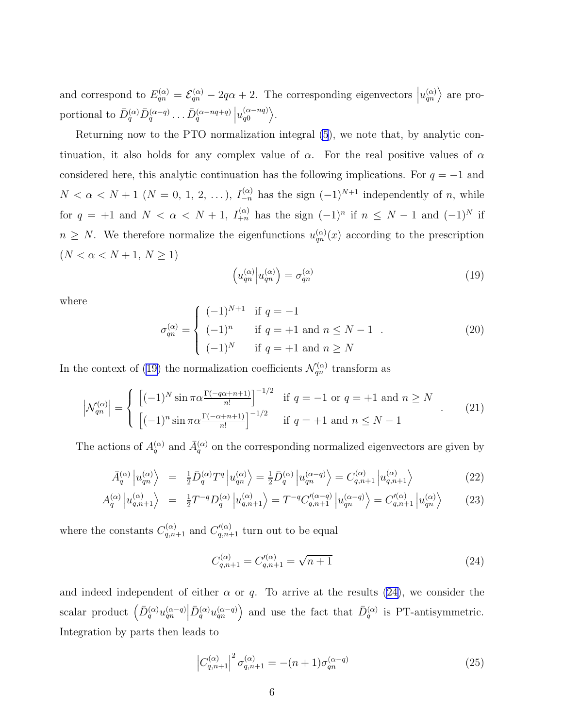and correspond to $E_{qn}^{(\alpha)} = \mathcal{E}_{qn}^{(\alpha)} - 2q\alpha + 2$. The corresponding eigenvectors $\left|u_{qn}^{(\alpha)}\right\rangle$ are proportional to $\bar{D}_q^{(\alpha)} \bar{D}_q^{(\alpha-q)} \ldots \bar{D}_q^{(\alpha-nq+q)} \left|u_{q0}^{(\alpha-nq)}\right\rangle$.

Returning now to the PTO normalization integral (5), we note that, by analytic continuation, it also holds for any complex value of $\alpha$. For the real positive values of $\alpha$ considered here, this analytic continuation has the following implications. For $q = -1$ and $N < \alpha < N+1$ ($N = 0, 1, 2, \ldots$), $I_{-n}^{(\alpha)}$ has the sign $(-1)^{N+1}$ independently of $n$, while for $q = +1$ and $N < \alpha < N+1$, $I_{+n}^{(\alpha)}$ has the sign $(-1)^n$ if $n \leq N-1$ and $(-1)^N$ if $n \geq N$. We therefore normalize the eigenfunctions $u_{qn}^{(\alpha)}(x)$ according to the prescription ($N < \alpha < N+1$, $N \geq 1$)

$$\left(u_{qn}^{(\alpha)} \middle| u_{qn}^{(\alpha)}\right) = \sigma_{qn}^{(\alpha)} \tag{19}$$

where

$$\sigma_{qn}^{(\alpha)} = \begin{cases} (-1)^{N+1} & \text{if } q = -1 \\ (-1)^n & \text{if } q = +1 \text{ and } n \leq N-1 \\ (-1)^N & \text{if } q = +1 \text{ and } n \geq N \end{cases} . \tag{20}$$

In the context of (19) the normalization coefficients $\mathcal{N}_{qn}^{(\alpha)}$ transform as

$$\left|\mathcal{N}_{qn}^{(\alpha)}\right| = \begin{cases} \left[(-1)^N \sin \pi\alpha \frac{\Gamma(-q\alpha+n+1)}{n!}\right]^{-1/2} & \text{if } q = -1 \text{ or } q = +1 \text{ and } n \geq N \\ \left[(-1)^n \sin \pi\alpha \frac{\Gamma(-\alpha+n+1)}{n!}\right]^{-1/2} & \text{if } q = +1 \text{ and } n \leq N-1 \end{cases} . \tag{21}$$

The actions of $A_q^{(\alpha)}$ and $\bar{A}_q^{(\alpha)}$ on the corresponding normalized eigenvectors are given by

$$\bar{A}_q^{(\alpha)} \left|u_{qn}^{(\alpha)}\right\rangle = \tfrac{1}{2}\bar{D}_q^{(\alpha)} T^q \left|u_{qn}^{(\alpha)}\right\rangle = \tfrac{1}{2}\bar{D}_q^{(\alpha)} \left|u_{qn}^{(\alpha-q)}\right\rangle = C_{q,n+1}^{(\alpha)} \left|u_{q,n+1}^{(\alpha)}\right\rangle \tag{22}$$

$$A_q^{(\alpha)} \left|u_{q,n+1}^{(\alpha)}\right\rangle = \tfrac{1}{2}T^{-q} D_q^{(\alpha)} \left|u_{q,n+1}^{(\alpha)}\right\rangle = T^{-q} C_{q,n+1}^{\prime(\alpha-q)} \left|u_{qn}^{(\alpha-q)}\right\rangle = C_{q,n+1}^{\prime(\alpha)} \left|u_{qn}^{(\alpha)}\right\rangle \tag{23}$$

where the constants $C_{q,n+1}^{(\alpha)}$ and $C_{q,n+1}^{\prime(\alpha)}$ turn out to be equal

$$C_{q,n+1}^{(\alpha)} = C_{q,n+1}^{\prime(\alpha)} = \sqrt{n+1} \tag{24}$$

and indeed independent of either $\alpha$ or $q$. To arrive at the results (24), we consider the scalar product $\left(\bar{D}_q^{(\alpha)} u_{qn}^{(\alpha-q)} \middle| \bar{D}_q^{(\alpha)} u_{qn}^{(\alpha-q)}\right)$ and use the fact that $\bar{D}_q^{(\alpha)}$ is PT-antisymmetric. Integration by parts then leads to

$$\left|C_{q,n+1}^{(\alpha)}\right|^2 \sigma_{q,n+1}^{(\alpha)} = -(n+1)\sigma_{qn}^{(\alpha-q)} \tag{25}$$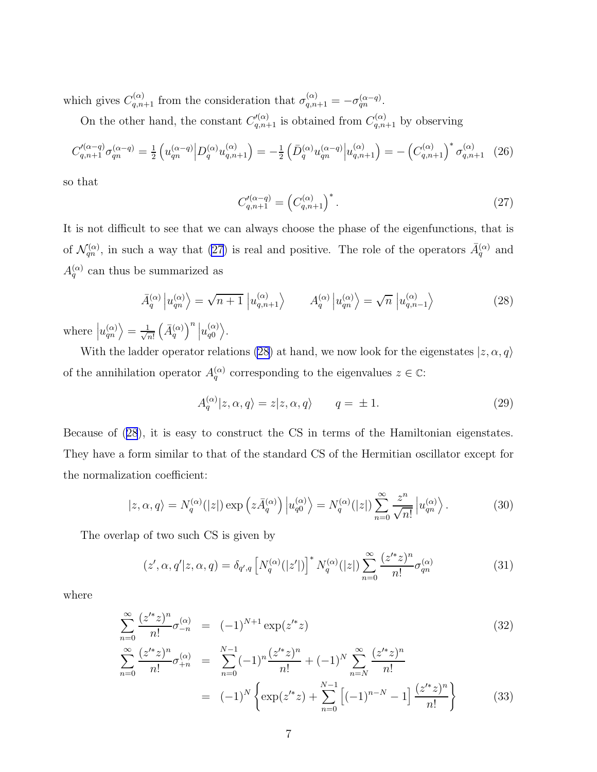which gives $C^{(\alpha)}_{q,n+1}$ from the consideration that $\sigma^{(\alpha)}_{q,n+1} = -\sigma^{(\alpha-q)}_{qn}$.

On the other hand, the constant $C'^{(\alpha)}_{q,n+1}$ is obtained from $C^{(\alpha)}_{q,n+1}$ by observing

$$C'^{(\alpha-q)}_{q,n+1}\sigma^{(\alpha-q)}_{qn} = \tfrac{1}{2}\left(u^{(\alpha-q)}_{qn}\middle|D^{(\alpha)}_{q}u^{(\alpha)}_{q,n+1}\right) = -\tfrac{1}{2}\left(\bar{D}^{(\alpha)}_{q}u^{(\alpha-q)}_{qn}\middle|u^{(\alpha)}_{q,n+1}\right) = -\left(C^{(\alpha)}_{q,n+1}\right)^{*}\sigma^{(\alpha)}_{q,n+1} \quad (26)$$

so that

$$C'^{(\alpha-q)}_{q,n+1} = \left(C^{(\alpha)}_{q,n+1}\right)^{*}. \quad (27)$$

It is not difficult to see that we can always choose the phase of the eigenfunctions, that is of $\mathcal{N}^{(\alpha)}_{qn}$, in such a way that (27) is real and positive. The role of the operators $\bar{A}^{(\alpha)}_{q}$ and $A^{(\alpha)}_{q}$ can thus be summarized as

$$\bar{A}^{(\alpha)}_{q}\left|u^{(\alpha)}_{qn}\right\rangle = \sqrt{n+1}\left|u^{(\alpha)}_{q,n+1}\right\rangle \qquad A^{(\alpha)}_{q}\left|u^{(\alpha)}_{qn}\right\rangle = \sqrt{n}\left|u^{(\alpha)}_{q,n-1}\right\rangle \quad (28)$$

where $\left|u^{(\alpha)}_{qn}\right\rangle = \frac{1}{\sqrt{n!}}\left(\bar{A}^{(\alpha)}_{q}\right)^{n}\left|u^{(\alpha)}_{q0}\right\rangle$.

With the ladder operator relations (28) at hand, we now look for the eigenstates $|z,\alpha,q\rangle$ of the annihilation operator $A^{(\alpha)}_{q}$ corresponding to the eigenvalues $z \in \mathbb{C}$:

$$A^{(\alpha)}_{q}|z,\alpha,q\rangle = z|z,\alpha,q\rangle \qquad q = \pm 1. \quad (29)$$

Because of (28), it is easy to construct the CS in terms of the Hamiltonian eigenstates. They have a form similar to that of the standard CS of the Hermitian oscillator except for the normalization coefficient:

$$|z,\alpha,q\rangle = N^{(\alpha)}_{q}(|z|)\exp\left(z\bar{A}^{(\alpha)}_{q}\right)\left|u^{(\alpha)}_{q0}\right\rangle = N^{(\alpha)}_{q}(|z|)\sum_{n=0}^{\infty}\frac{z^{n}}{\sqrt{n!}}\left|u^{(\alpha)}_{qn}\right\rangle. \quad (30)$$

The overlap of two such CS is given by

$$(z',\alpha,q'|z,\alpha,q) = \delta_{q',q}\left[N^{(\alpha)}_{q}(|z'|)\right]^{*}N^{(\alpha)}_{q}(|z|)\sum_{n=0}^{\infty}\frac{(z'^{*}z)^{n}}{n!}\sigma^{(\alpha)}_{qn} \quad (31)$$

where

$$\sum_{n=0}^{\infty}\frac{(z'^{*}z)^{n}}{n!}\sigma^{(\alpha)}_{-n} = (-1)^{N+1}\exp(z'^{*}z) \quad (32)$$

$$\begin{aligned}\sum_{n=0}^{\infty}\frac{(z'^{*}z)^{n}}{n!}\sigma^{(\alpha)}_{+n} &= \sum_{n=0}^{N-1}(-1)^{n}\frac{(z'^{*}z)^{n}}{n!} + (-1)^{N}\sum_{n=N}^{\infty}\frac{(z'^{*}z)^{n}}{n!} \\ &= (-1)^{N}\left\{\exp(z'^{*}z) + \sum_{n=0}^{N-1}\left[(-1)^{n-N}-1\right]\frac{(z'^{*}z)^{n}}{n!}\right\} \end{aligned} \quad (33)$$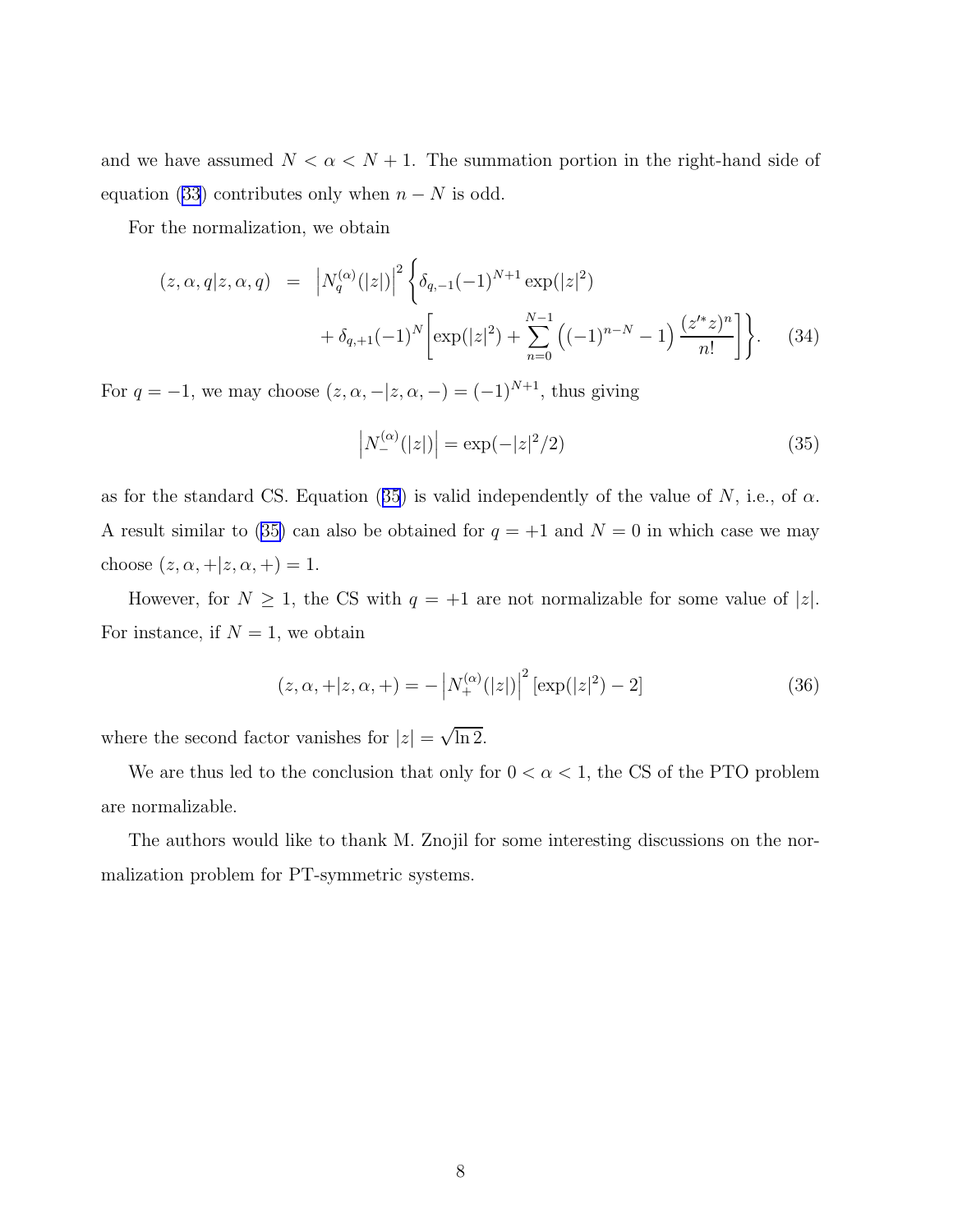and we have assumed $N < \alpha < N+1$. The summation portion in the right-hand side of equation (33) contributes only when $n - N$ is odd.

For the normalization, we obtain

$$
\begin{aligned}
(z, \alpha, q | z, \alpha, q) \;&=\; \left| N_q^{(\alpha)}(|z|) \right|^2 \Bigg\{ \delta_{q,-1} (-1)^{N+1} \exp(|z|^2) \\
&\quad + \delta_{q,+1} (-1)^N \left[ \exp(|z|^2) + \sum_{n=0}^{N-1} \left( (-1)^{n-N} - 1 \right) \frac{(z'^* z)^n}{n!} \right] \Bigg\}. \qquad (34)
\end{aligned}
$$

For $q = -1$, we may choose $(z, \alpha, -|z, \alpha, -) = (-1)^{N+1}$, thus giving

$$
\left| N_-^{(\alpha)}(|z|) \right| = \exp(-|z|^2/2) \qquad (35)
$$

as for the standard CS. Equation (35) is valid independently of the value of $N$, i.e., of $\alpha$. A result similar to (35) can also be obtained for $q = +1$ and $N = 0$ in which case we may choose $(z, \alpha, +|z, \alpha, +) = 1$.

However, for $N \geq 1$, the CS with $q = +1$ are not normalizable for some value of $|z|$. For instance, if $N = 1$, we obtain

$$
(z, \alpha, +|z, \alpha, +) = - \left| N_+^{(\alpha)}(|z|) \right|^2 [\exp(|z|^2) - 2] \qquad (36)
$$

where the second factor vanishes for $|z| = \sqrt{\ln 2}$.

We are thus led to the conclusion that only for $0 < \alpha < 1$, the CS of the PTO problem are normalizable.

The authors would like to thank M. Znojil for some interesting discussions on the normalization problem for PT-symmetric systems.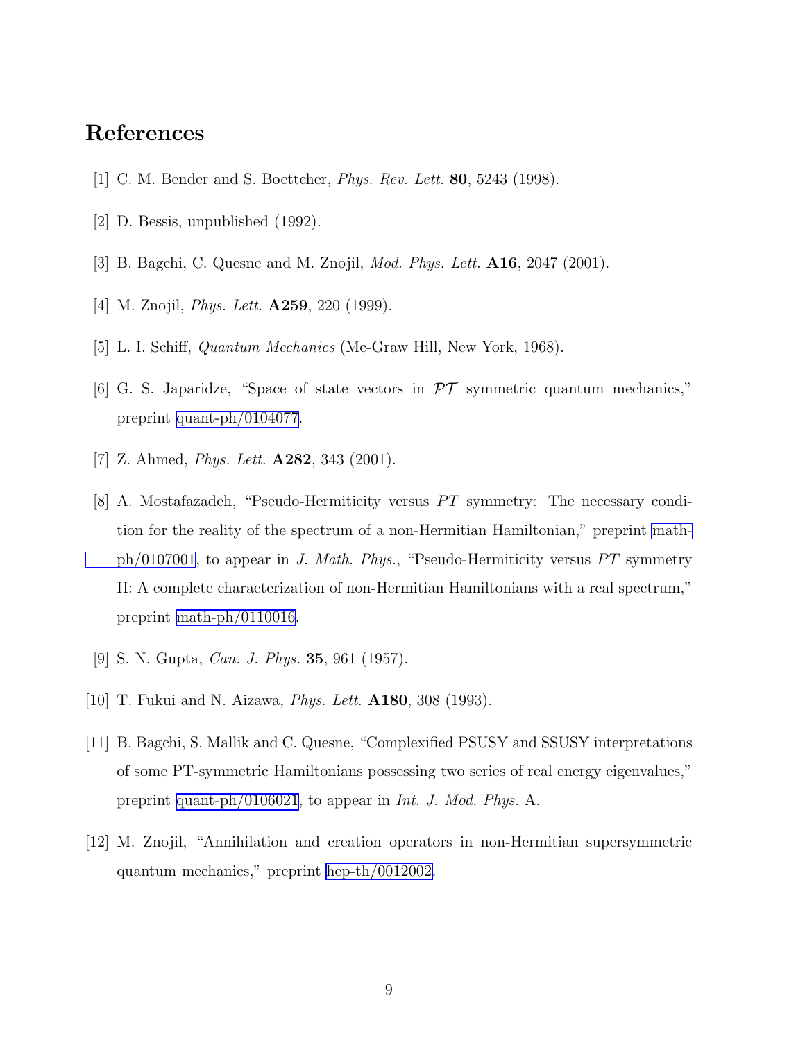# References

[1] C. M. Bender and S. Boettcher, *Phys. Rev. Lett.* **80**, 5243 (1998).

[2] D. Bessis, unpublished (1992).

[3] B. Bagchi, C. Quesne and M. Znojil, *Mod. Phys. Lett.* **A16**, 2047 (2001).

[4] M. Znojil, *Phys. Lett.* **A259**, 220 (1999).

[5] L. I. Schiff, *Quantum Mechanics* (Mc-Graw Hill, New York, 1968).

[6] G. S. Japaridze, "Space of state vectors in $\mathcal{PT}$ symmetric quantum mechanics," preprint quant-ph/0104077.

[7] Z. Ahmed, *Phys. Lett.* **A282**, 343 (2001).

[8] A. Mostafazadeh, "Pseudo-Hermiticity versus $PT$ symmetry: The necessary condition for the reality of the spectrum of a non-Hermitian Hamiltonian," preprint math-ph/0107001, to appear in *J. Math. Phys.*, "Pseudo-Hermiticity versus $PT$ symmetry II: A complete characterization of non-Hermitian Hamiltonians with a real spectrum," preprint math-ph/0110016.

[9] S. N. Gupta, *Can. J. Phys.* **35**, 961 (1957).

[10] T. Fukui and N. Aizawa, *Phys. Lett.* **A180**, 308 (1993).

[11] B. Bagchi, S. Mallik and C. Quesne, "Complexified PSUSY and SSUSY interpretations of some PT-symmetric Hamiltonians possessing two series of real energy eigenvalues," preprint quant-ph/0106021, to appear in *Int. J. Mod. Phys.* A.

[12] M. Znojil, "Annihilation and creation operators in non-Hermitian supersymmetric quantum mechanics," preprint hep-th/0012002.